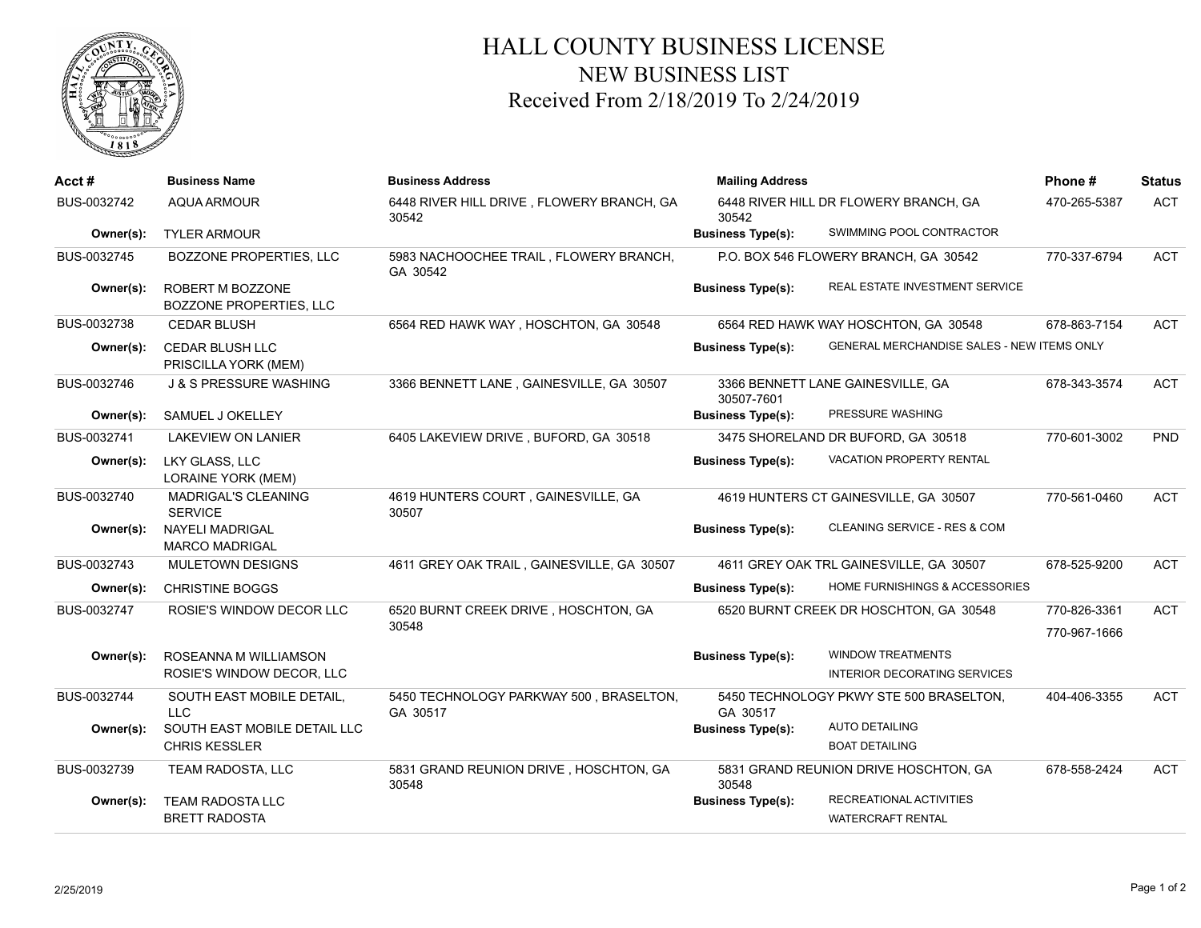# HALL COUNTY BUSINESS LICENSE
## NEW BUSINESS LIST
### Received From 2/18/2019 To 2/24/2019

| Acct # | Business Name | Business Address | Mailing Address | Phone # | Status |
|---|---|---|---|---|---|
| BUS-0032742 | AQUA ARMOUR | 6448 RIVER HILL DRIVE , FLOWERY BRANCH, GA 30542 | 6448 RIVER HILL DR FLOWERY BRANCH, GA 30542 | 470-265-5387 | ACT |
| Owner(s): | TYLER ARMOUR | | Business Type(s): SWIMMING POOL CONTRACTOR | | |
| BUS-0032745 | BOZZONE PROPERTIES, LLC | 5983 NACHOOCHEE TRAIL , FLOWERY BRANCH, GA 30542 | P.O. BOX 546 FLOWERY BRANCH, GA 30542 | 770-337-6794 | ACT |
| Owner(s): | ROBERT M BOZZONE<br>BOZZONE PROPERTIES, LLC | | Business Type(s): REAL ESTATE INVESTMENT SERVICE | | |
| BUS-0032738 | CEDAR BLUSH | 6564 RED HAWK WAY , HOSCHTON, GA 30548 | 6564 RED HAWK WAY HOSCHTON, GA 30548 | 678-863-7154 | ACT |
| Owner(s): | CEDAR BLUSH LLC<br>PRISCILLA YORK (MEM) | | Business Type(s): GENERAL MERCHANDISE SALES - NEW ITEMS ONLY | | |
| BUS-0032746 | J & S PRESSURE WASHING | 3366 BENNETT LANE , GAINESVILLE, GA 30507 | 3366 BENNETT LANE GAINESVILLE, GA 30507-7601 | 678-343-3574 | ACT |
| Owner(s): | SAMUEL J OKELLEY | | Business Type(s): PRESSURE WASHING | | |
| BUS-0032741 | LAKEVIEW ON LANIER | 6405 LAKEVIEW DRIVE , BUFORD, GA 30518 | 3475 SHORELAND DR BUFORD, GA 30518 | 770-601-3002 | PND |
| Owner(s): | LKY GLASS, LLC<br>LORAINE YORK (MEM) | | Business Type(s): VACATION PROPERTY RENTAL | | |
| BUS-0032740 | MADRIGAL'S CLEANING SERVICE | 4619 HUNTERS COURT , GAINESVILLE, GA 30507 | 4619 HUNTERS CT GAINESVILLE, GA 30507 | 770-561-0460 | ACT |
| Owner(s): | NAYELI MADRIGAL<br>MARCO MADRIGAL | | Business Type(s): CLEANING SERVICE - RES & COM | | |
| BUS-0032743 | MULETOWN DESIGNS | 4611 GREY OAK TRAIL , GAINESVILLE, GA 30507 | 4611 GREY OAK TRL GAINESVILLE, GA 30507 | 678-525-9200 | ACT |
| Owner(s): | CHRISTINE BOGGS | | Business Type(s): HOME FURNISHINGS & ACCESSORIES | | |
| BUS-0032747 | ROSIE'S WINDOW DECOR LLC | 6520 BURNT CREEK DRIVE , HOSCHTON, GA 30548 | 6520 BURNT CREEK DR HOSCHTON, GA 30548 | 770-826-3361<br>770-967-1666 | ACT |
| Owner(s): | ROSEANNA M WILLIAMSON<br>ROSIE'S WINDOW DECOR, LLC | | Business Type(s): WINDOW TREATMENTS<br>INTERIOR DECORATING SERVICES | | |
| BUS-0032744 | SOUTH EAST MOBILE DETAIL, LLC | 5450 TECHNOLOGY PARKWAY 500 , BRASELTON, GA 30517 | 5450 TECHNOLOGY PKWY STE 500 BRASELTON, GA 30517 | 404-406-3355 | ACT |
| Owner(s): | SOUTH EAST MOBILE DETAIL LLC<br>CHRIS KESSLER | | Business Type(s): AUTO DETAILING<br>BOAT DETAILING | | |
| BUS-0032739 | TEAM RADOSTA, LLC | 5831 GRAND REUNION DRIVE , HOSCHTON, GA 30548 | 5831 GRAND REUNION DRIVE HOSCHTON, GA 30548 | 678-558-2424 | ACT |
| Owner(s): | TEAM RADOSTA LLC<br>BRETT RADOSTA | | Business Type(s): RECREATIONAL ACTIVITIES<br>WATERCRAFT RENTAL | | |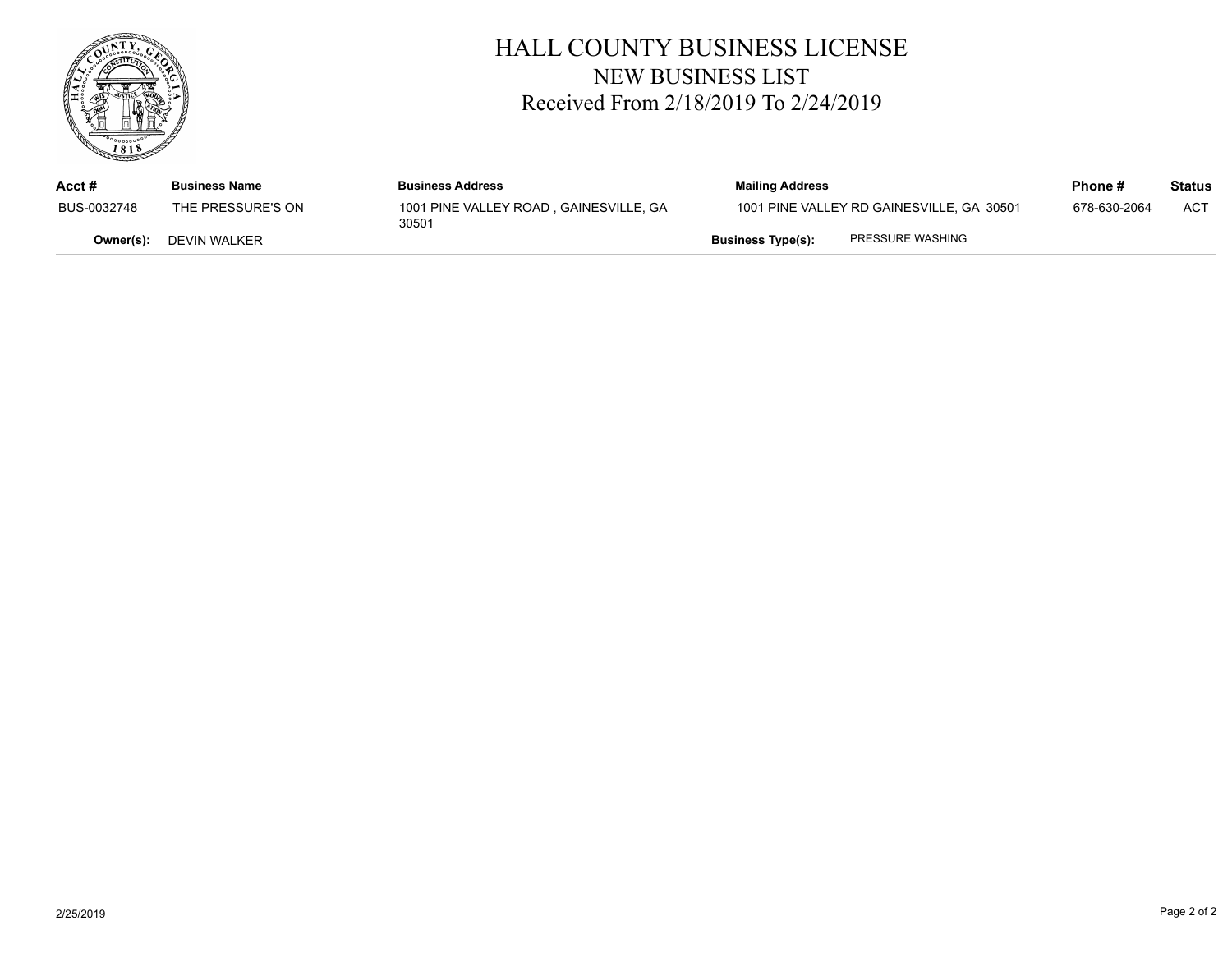# HALL COUNTY BUSINESS LICENSE

## NEW BUSINESS LIST

## Received From 2/18/2019 To 2/24/2019

| Acct # | Business Name | Business Address | Mailing Address | Phone # | Status |
|---|---|---|---|---|---|
| BUS-0032748 | THE PRESSURE'S ON | 1001 PINE VALLEY ROAD , GAINESVILLE, GA 30501 | 1001 PINE VALLEY RD GAINESVILLE, GA 30501 | 678-630-2064 | ACT |
| **Owner(s):** | DEVIN WALKER | | **Business Type(s):** PRESSURE WASHING | | |

2/25/2019